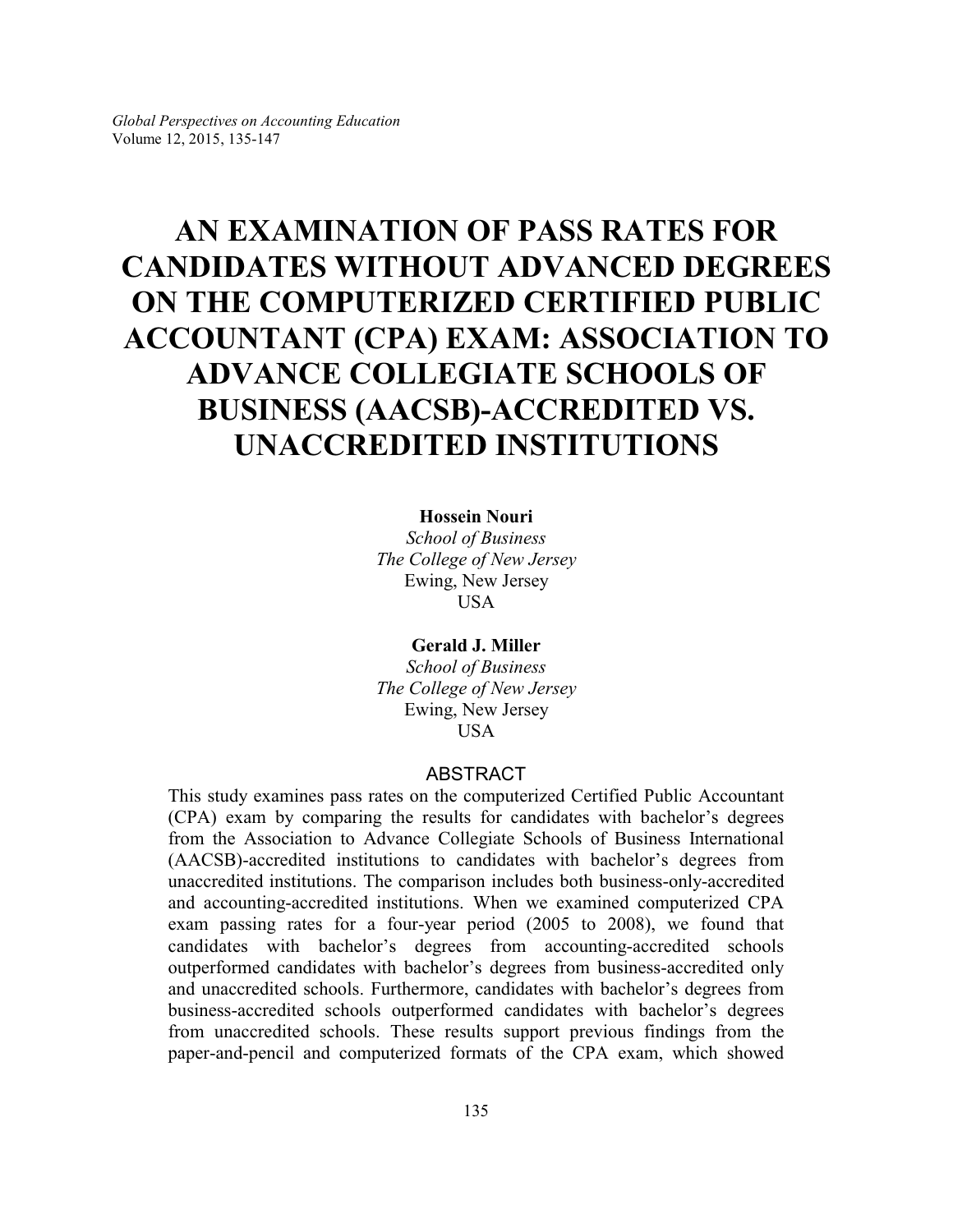# AN EXAMINATION OF PASS RATES FOR CANDIDATES WITHOUT ADVANCED DEGREES ON THE COMPUTERIZED CERTIFIED PUBLIC ACCOUNTANT (CPA) EXAM: ASSOCIATION TO ADVANCE COLLEGIATE SCHOOLS OF BUSINESS (AACSB)-ACCREDITED VS. UNACCREDITED INSTITUTIONS

**Hossein Nouri**
*School of Business*
*The College of New Jersey*
Ewing, New Jersey
USA

**Gerald J. Miller**
*School of Business*
*The College of New Jersey*
Ewing, New Jersey
USA

## ABSTRACT

This study examines pass rates on the computerized Certified Public Accountant (CPA) exam by comparing the results for candidates with bachelor's degrees from the Association to Advance Collegiate Schools of Business International (AACSB)-accredited institutions to candidates with bachelor's degrees from unaccredited institutions. The comparison includes both business-only-accredited and accounting-accredited institutions. When we examined computerized CPA exam passing rates for a four-year period (2005 to 2008), we found that candidates with bachelor's degrees from accounting-accredited schools outperformed candidates with bachelor's degrees from business-accredited only and unaccredited schools. Furthermore, candidates with bachelor's degrees from business-accredited schools outperformed candidates with bachelor's degrees from unaccredited schools. These results support previous findings from the paper-and-pencil and computerized formats of the CPA exam, which showed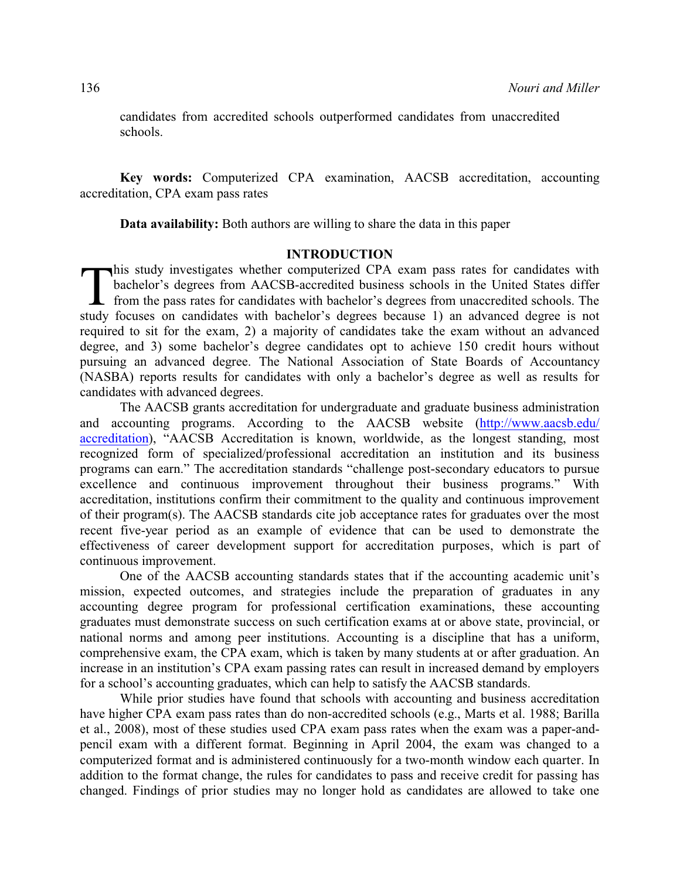candidates from accredited schools outperformed candidates from unaccredited schools.

**Key words:** Computerized CPA examination, AACSB accreditation, accounting accreditation, CPA exam pass rates

**Data availability:** Both authors are willing to share the data in this paper

## INTRODUCTION

This study investigates whether computerized CPA exam pass rates for candidates with bachelor's degrees from AACSB-accredited business schools in the United States differ from the pass rates for candidates with bachelor's degrees from unaccredited schools. The study focuses on candidates with bachelor's degrees because 1) an advanced degree is not required to sit for the exam, 2) a majority of candidates take the exam without an advanced degree, and 3) some bachelor's degree candidates opt to achieve 150 credit hours without pursuing an advanced degree. The National Association of State Boards of Accountancy (NASBA) reports results for candidates with only a bachelor's degree as well as results for candidates with advanced degrees.

The AACSB grants accreditation for undergraduate and graduate business administration and accounting programs. According to the AACSB website (http://www.aacsb.edu/accreditation), "AACSB Accreditation is known, worldwide, as the longest standing, most recognized form of specialized/professional accreditation an institution and its business programs can earn." The accreditation standards "challenge post-secondary educators to pursue excellence and continuous improvement throughout their business programs." With accreditation, institutions confirm their commitment to the quality and continuous improvement of their program(s). The AACSB standards cite job acceptance rates for graduates over the most recent five-year period as an example of evidence that can be used to demonstrate the effectiveness of career development support for accreditation purposes, which is part of continuous improvement.

One of the AACSB accounting standards states that if the accounting academic unit's mission, expected outcomes, and strategies include the preparation of graduates in any accounting degree program for professional certification examinations, these accounting graduates must demonstrate success on such certification exams at or above state, provincial, or national norms and among peer institutions. Accounting is a discipline that has a uniform, comprehensive exam, the CPA exam, which is taken by many students at or after graduation. An increase in an institution's CPA exam passing rates can result in increased demand by employers for a school's accounting graduates, which can help to satisfy the AACSB standards.

While prior studies have found that schools with accounting and business accreditation have higher CPA exam pass rates than do non-accredited schools (e.g., Marts et al. 1988; Barilla et al., 2008), most of these studies used CPA exam pass rates when the exam was a paper-and-pencil exam with a different format. Beginning in April 2004, the exam was changed to a computerized format and is administered continuously for a two-month window each quarter. In addition to the format change, the rules for candidates to pass and receive credit for passing has changed. Findings of prior studies may no longer hold as candidates are allowed to take one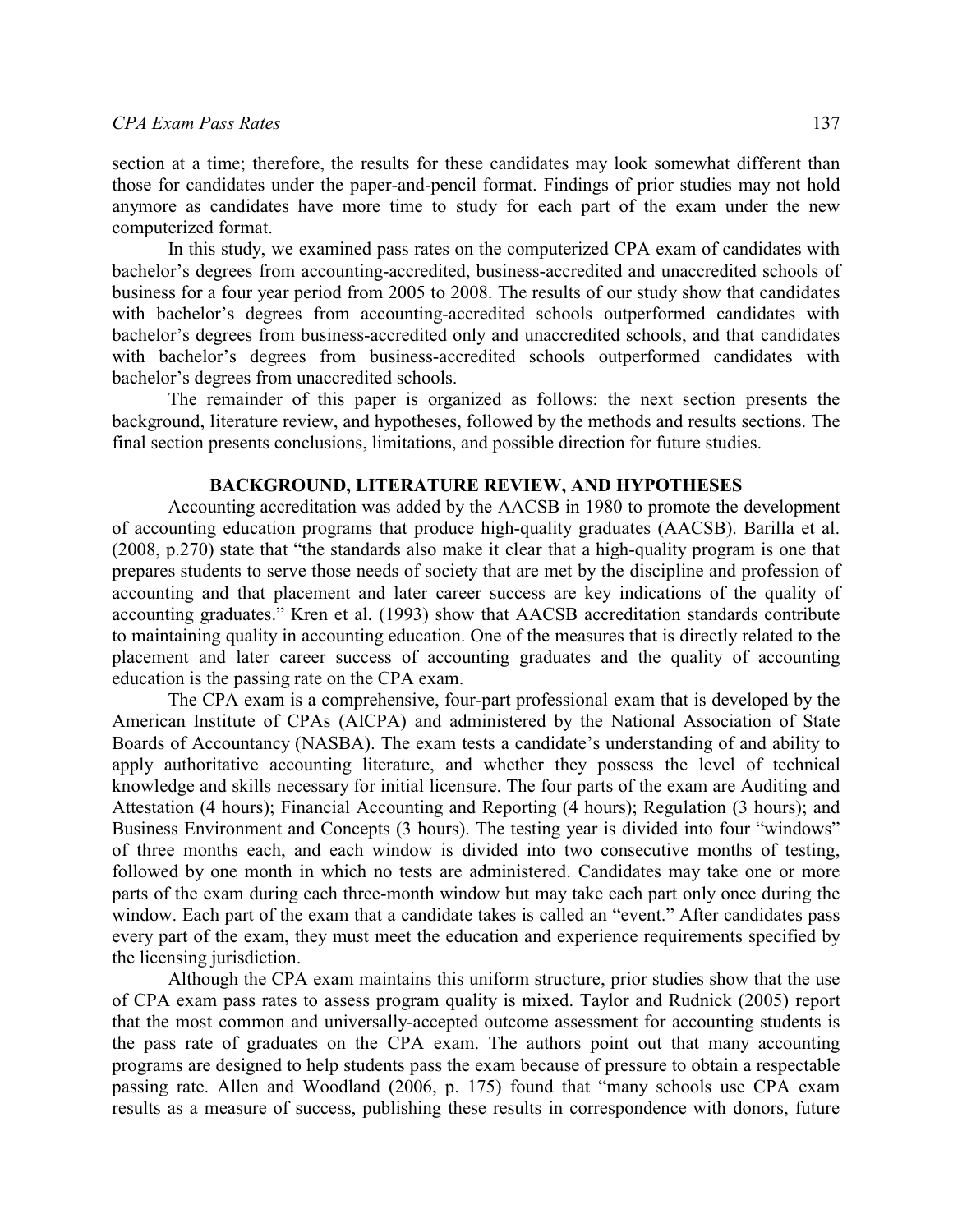section at a time; therefore, the results for these candidates may look somewhat different than those for candidates under the paper-and-pencil format. Findings of prior studies may not hold anymore as candidates have more time to study for each part of the exam under the new computerized format.

In this study, we examined pass rates on the computerized CPA exam of candidates with bachelor's degrees from accounting-accredited, business-accredited and unaccredited schools of business for a four year period from 2005 to 2008. The results of our study show that candidates with bachelor's degrees from accounting-accredited schools outperformed candidates with bachelor's degrees from business-accredited only and unaccredited schools, and that candidates with bachelor's degrees from business-accredited schools outperformed candidates with bachelor's degrees from unaccredited schools.

The remainder of this paper is organized as follows: the next section presents the background, literature review, and hypotheses, followed by the methods and results sections. The final section presents conclusions, limitations, and possible direction for future studies.

## BACKGROUND, LITERATURE REVIEW, AND HYPOTHESES

Accounting accreditation was added by the AACSB in 1980 to promote the development of accounting education programs that produce high-quality graduates (AACSB). Barilla et al. (2008, p.270) state that "the standards also make it clear that a high-quality program is one that prepares students to serve those needs of society that are met by the discipline and profession of accounting and that placement and later career success are key indications of the quality of accounting graduates." Kren et al. (1993) show that AACSB accreditation standards contribute to maintaining quality in accounting education. One of the measures that is directly related to the placement and later career success of accounting graduates and the quality of accounting education is the passing rate on the CPA exam.

The CPA exam is a comprehensive, four-part professional exam that is developed by the American Institute of CPAs (AICPA) and administered by the National Association of State Boards of Accountancy (NASBA). The exam tests a candidate's understanding of and ability to apply authoritative accounting literature, and whether they possess the level of technical knowledge and skills necessary for initial licensure. The four parts of the exam are Auditing and Attestation (4 hours); Financial Accounting and Reporting (4 hours); Regulation (3 hours); and Business Environment and Concepts (3 hours). The testing year is divided into four "windows" of three months each, and each window is divided into two consecutive months of testing, followed by one month in which no tests are administered. Candidates may take one or more parts of the exam during each three-month window but may take each part only once during the window. Each part of the exam that a candidate takes is called an "event." After candidates pass every part of the exam, they must meet the education and experience requirements specified by the licensing jurisdiction.

Although the CPA exam maintains this uniform structure, prior studies show that the use of CPA exam pass rates to assess program quality is mixed. Taylor and Rudnick (2005) report that the most common and universally-accepted outcome assessment for accounting students is the pass rate of graduates on the CPA exam. The authors point out that many accounting programs are designed to help students pass the exam because of pressure to obtain a respectable passing rate. Allen and Woodland (2006, p. 175) found that "many schools use CPA exam results as a measure of success, publishing these results in correspondence with donors, future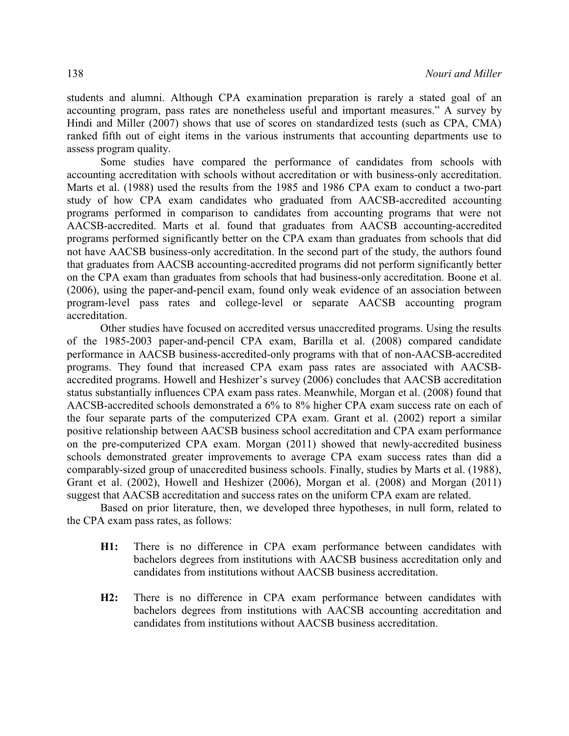students and alumni. Although CPA examination preparation is rarely a stated goal of an accounting program, pass rates are nonetheless useful and important measures." A survey by Hindi and Miller (2007) shows that use of scores on standardized tests (such as CPA, CMA) ranked fifth out of eight items in the various instruments that accounting departments use to assess program quality.

Some studies have compared the performance of candidates from schools with accounting accreditation with schools without accreditation or with business-only accreditation. Marts et al. (1988) used the results from the 1985 and 1986 CPA exam to conduct a two-part study of how CPA exam candidates who graduated from AACSB-accredited accounting programs performed in comparison to candidates from accounting programs that were not AACSB-accredited. Marts et al. found that graduates from AACSB accounting-accredited programs performed significantly better on the CPA exam than graduates from schools that did not have AACSB business-only accreditation. In the second part of the study, the authors found that graduates from AACSB accounting-accredited programs did not perform significantly better on the CPA exam than graduates from schools that had business-only accreditation. Boone et al. (2006), using the paper-and-pencil exam, found only weak evidence of an association between program-level pass rates and college-level or separate AACSB accounting program accreditation.

Other studies have focused on accredited versus unaccredited programs. Using the results of the 1985-2003 paper-and-pencil CPA exam, Barilla et al. (2008) compared candidate performance in AACSB business-accredited-only programs with that of non-AACSB-accredited programs. They found that increased CPA exam pass rates are associated with AACSB-accredited programs. Howell and Heshizer's survey (2006) concludes that AACSB accreditation status substantially influences CPA exam pass rates. Meanwhile, Morgan et al. (2008) found that AACSB-accredited schools demonstrated a 6% to 8% higher CPA exam success rate on each of the four separate parts of the computerized CPA exam. Grant et al. (2002) report a similar positive relationship between AACSB business school accreditation and CPA exam performance on the pre-computerized CPA exam. Morgan (2011) showed that newly-accredited business schools demonstrated greater improvements to average CPA exam success rates than did a comparably-sized group of unaccredited business schools. Finally, studies by Marts et al. (1988), Grant et al. (2002), Howell and Heshizer (2006), Morgan et al. (2008) and Morgan (2011) suggest that AACSB accreditation and success rates on the uniform CPA exam are related.

Based on prior literature, then, we developed three hypotheses, in null form, related to the CPA exam pass rates, as follows:

- **H1:** There is no difference in CPA exam performance between candidates with bachelors degrees from institutions with AACSB business accreditation only and candidates from institutions without AACSB business accreditation.

- **H2:** There is no difference in CPA exam performance between candidates with bachelors degrees from institutions with AACSB accounting accreditation and candidates from institutions without AACSB business accreditation.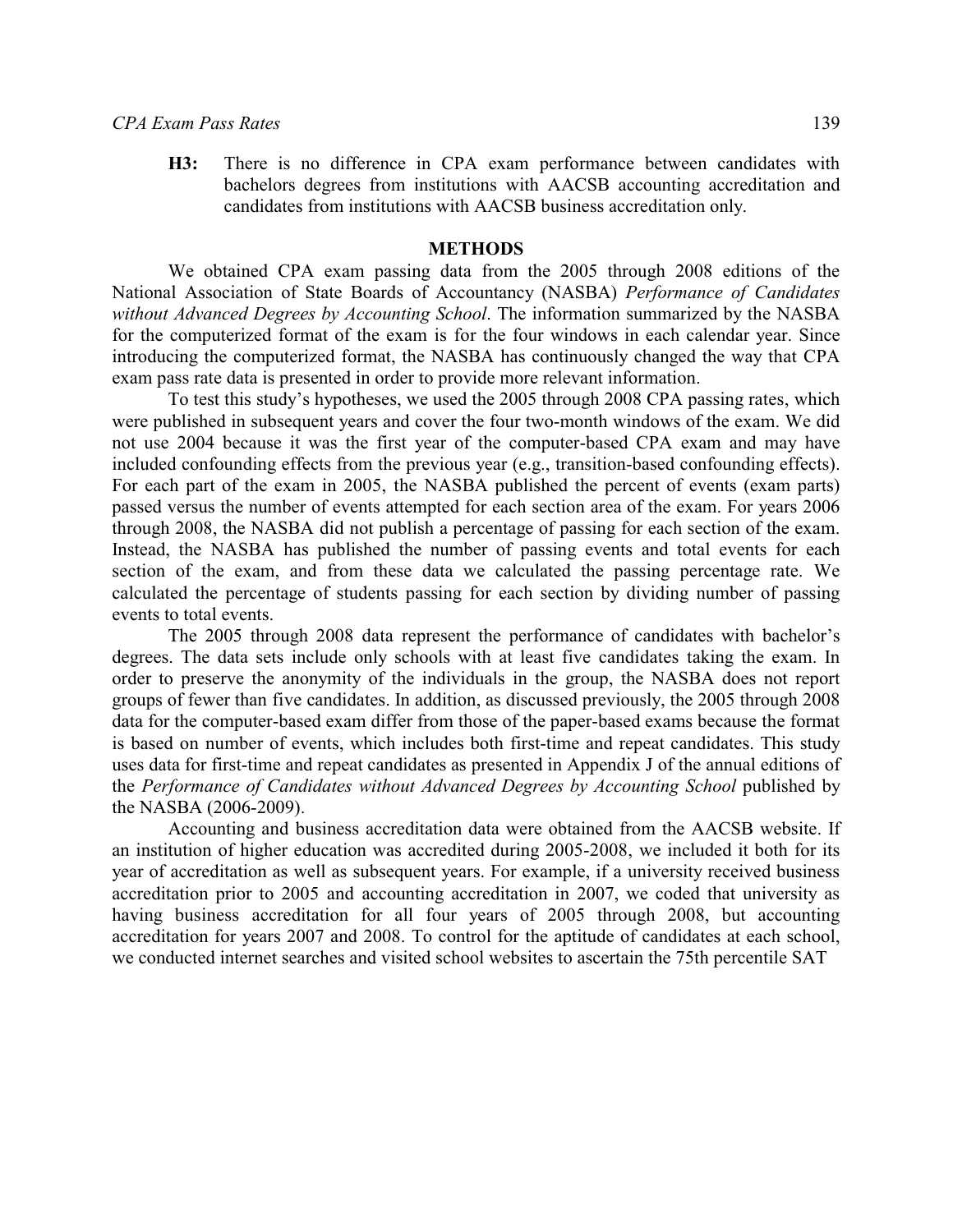**H3:** There is no difference in CPA exam performance between candidates with bachelors degrees from institutions with AACSB accounting accreditation and candidates from institutions with AACSB business accreditation only.

## METHODS

We obtained CPA exam passing data from the 2005 through 2008 editions of the National Association of State Boards of Accountancy (NASBA) *Performance of Candidates without Advanced Degrees by Accounting School*. The information summarized by the NASBA for the computerized format of the exam is for the four windows in each calendar year. Since introducing the computerized format, the NASBA has continuously changed the way that CPA exam pass rate data is presented in order to provide more relevant information.

To test this study's hypotheses, we used the 2005 through 2008 CPA passing rates, which were published in subsequent years and cover the four two-month windows of the exam. We did not use 2004 because it was the first year of the computer-based CPA exam and may have included confounding effects from the previous year (e.g., transition-based confounding effects). For each part of the exam in 2005, the NASBA published the percent of events (exam parts) passed versus the number of events attempted for each section area of the exam. For years 2006 through 2008, the NASBA did not publish a percentage of passing for each section of the exam. Instead, the NASBA has published the number of passing events and total events for each section of the exam, and from these data we calculated the passing percentage rate. We calculated the percentage of students passing for each section by dividing number of passing events to total events.

The 2005 through 2008 data represent the performance of candidates with bachelor's degrees. The data sets include only schools with at least five candidates taking the exam. In order to preserve the anonymity of the individuals in the group, the NASBA does not report groups of fewer than five candidates. In addition, as discussed previously, the 2005 through 2008 data for the computer-based exam differ from those of the paper-based exams because the format is based on number of events, which includes both first-time and repeat candidates. This study uses data for first-time and repeat candidates as presented in Appendix J of the annual editions of the *Performance of Candidates without Advanced Degrees by Accounting School* published by the NASBA (2006-2009).

Accounting and business accreditation data were obtained from the AACSB website. If an institution of higher education was accredited during 2005-2008, we included it both for its year of accreditation as well as subsequent years. For example, if a university received business accreditation prior to 2005 and accounting accreditation in 2007, we coded that university as having business accreditation for all four years of 2005 through 2008, but accounting accreditation for years 2007 and 2008. To control for the aptitude of candidates at each school, we conducted internet searches and visited school websites to ascertain the 75th percentile SAT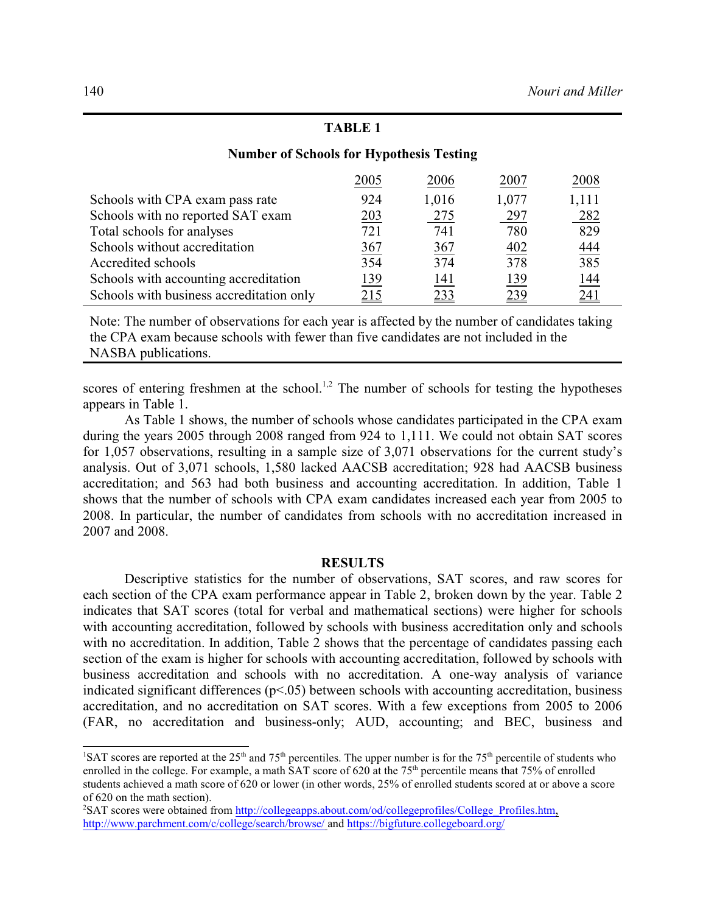**TABLE 1**

**Number of Schools for Hypothesis Testing**

| | 2005 | 2006 | 2007 | 2008 |
|---|---|---|---|---|
| Schools with CPA exam pass rate | 924 | 1,016 | 1,077 | 1,111 |
| Schools with no reported SAT exam | 203 | 275 | 297 | 282 |
| Total schools for analyses | 721 | 741 | 780 | 829 |
| Schools without accreditation | 367 | 367 | 402 | 444 |
| Accredited schools | 354 | 374 | 378 | 385 |
| Schools with accounting accreditation | 139 | 141 | 139 | 144 |
| Schools with business accreditation only | 215 | 233 | 239 | 241 |

Note: The number of observations for each year is affected by the number of candidates taking the CPA exam because schools with fewer than five candidates are not included in the NASBA publications.

scores of entering freshmen at the school.[1,2] The number of schools for testing the hypotheses appears in Table 1.

As Table 1 shows, the number of schools whose candidates participated in the CPA exam during the years 2005 through 2008 ranged from 924 to 1,111. We could not obtain SAT scores for 1,057 observations, resulting in a sample size of 3,071 observations for the current study's analysis. Out of 3,071 schools, 1,580 lacked AACSB accreditation; 928 had AACSB business accreditation; and 563 had both business and accounting accreditation. In addition, Table 1 shows that the number of schools with CPA exam candidates increased each year from 2005 to 2008. In particular, the number of candidates from schools with no accreditation increased in 2007 and 2008.

## RESULTS

Descriptive statistics for the number of observations, SAT scores, and raw scores for each section of the CPA exam performance appear in Table 2, broken down by the year. Table 2 indicates that SAT scores (total for verbal and mathematical sections) were higher for schools with accounting accreditation, followed by schools with business accreditation only and schools with no accreditation. In addition, Table 2 shows that the percentage of candidates passing each section of the exam is higher for schools with accounting accreditation, followed by schools with business accreditation and schools with no accreditation. A one-way analysis of variance indicated significant differences ($p<.05$) between schools with accounting accreditation, business accreditation, and no accreditation on SAT scores. With a few exceptions from 2005 to 2006 (FAR, no accreditation and business-only; AUD, accounting; and BEC, business and

---

[1] SAT scores are reported at the 25th and 75th percentiles. The upper number is for the 75th percentile of students who enrolled in the college. For example, a math SAT score of 620 at the 75th percentile means that 75% of enrolled students achieved a math score of 620 or lower (in other words, 25% of enrolled students scored at or above a score of 620 on the math section).

[2] SAT scores were obtained from http://collegeapps.about.com/od/collegeprofiles/College_Profiles.htm, http://www.parchment.com/c/college/search/browse/ and https://bigfuture.collegeboard.org/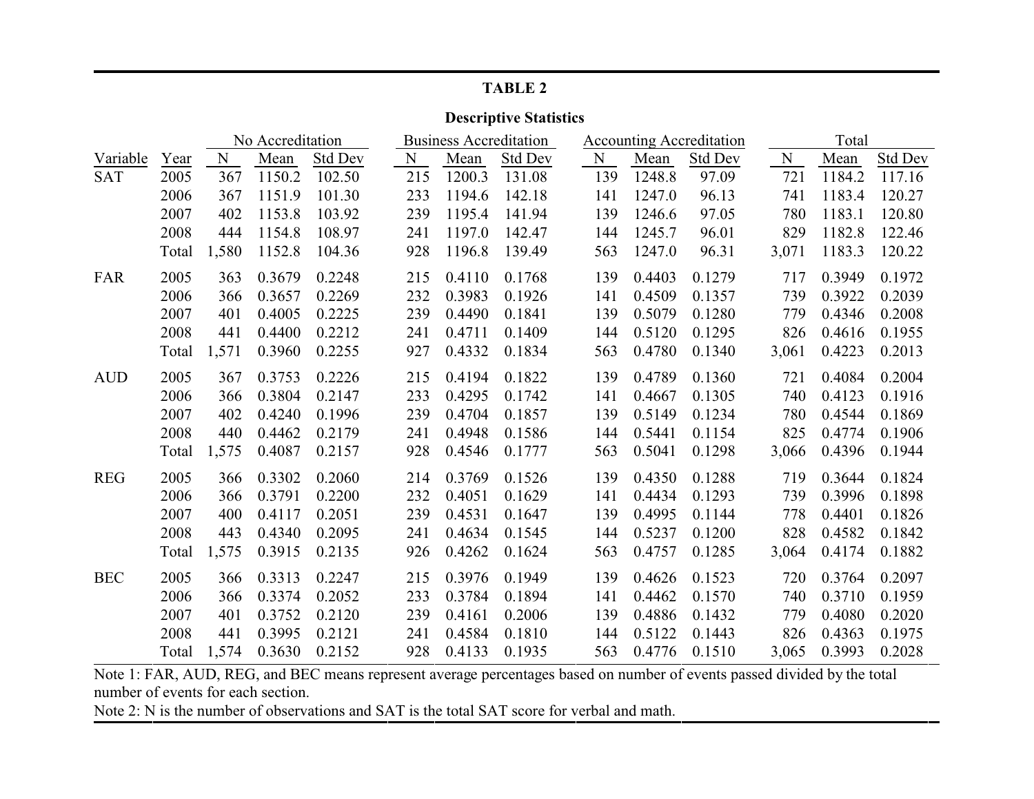**TABLE 2**

**Descriptive Statistics**

| Variable | Year | No Accreditation | | | Business Accreditation | | | Accounting Accreditation | | | Total | | |
|---|---|---|---|---|---|---|---|---|---|---|---|---|---|
| | | N | Mean | Std Dev | N | Mean | Std Dev | N | Mean | Std Dev | N | Mean | Std Dev |
| SAT | 2005 | 367 | 1150.2 | 102.50 | 215 | 1200.3 | 131.08 | 139 | 1248.8 | 97.09 | 721 | 1184.2 | 117.16 |
| | 2006 | 367 | 1151.9 | 101.30 | 233 | 1194.6 | 142.18 | 141 | 1247.0 | 96.13 | 741 | 1183.4 | 120.27 |
| | 2007 | 402 | 1153.8 | 103.92 | 239 | 1195.4 | 141.94 | 139 | 1246.6 | 97.05 | 780 | 1183.1 | 120.80 |
| | 2008 | 444 | 1154.8 | 108.97 | 241 | 1197.0 | 142.47 | 144 | 1245.7 | 96.01 | 829 | 1182.8 | 122.46 |
| | Total | 1,580 | 1152.8 | 104.36 | 928 | 1196.8 | 139.49 | 563 | 1247.0 | 96.31 | 3,071 | 1183.3 | 120.22 |
| FAR | 2005 | 363 | 0.3679 | 0.2248 | 215 | 0.4110 | 0.1768 | 139 | 0.4403 | 0.1279 | 717 | 0.3949 | 0.1972 |
| | 2006 | 366 | 0.3657 | 0.2269 | 232 | 0.3983 | 0.1926 | 141 | 0.4509 | 0.1357 | 739 | 0.3922 | 0.2039 |
| | 2007 | 401 | 0.4005 | 0.2225 | 239 | 0.4490 | 0.1841 | 139 | 0.5079 | 0.1280 | 779 | 0.4346 | 0.2008 |
| | 2008 | 441 | 0.4400 | 0.2212 | 241 | 0.4711 | 0.1409 | 144 | 0.5120 | 0.1295 | 826 | 0.4616 | 0.1955 |
| | Total | 1,571 | 0.3960 | 0.2255 | 927 | 0.4332 | 0.1834 | 563 | 0.4780 | 0.1340 | 3,061 | 0.4223 | 0.2013 |
| AUD | 2005 | 367 | 0.3753 | 0.2226 | 215 | 0.4194 | 0.1822 | 139 | 0.4789 | 0.1360 | 721 | 0.4084 | 0.2004 |
| | 2006 | 366 | 0.3804 | 0.2147 | 233 | 0.4295 | 0.1742 | 141 | 0.4667 | 0.1305 | 740 | 0.4123 | 0.1916 |
| | 2007 | 402 | 0.4240 | 0.1996 | 239 | 0.4704 | 0.1857 | 139 | 0.5149 | 0.1234 | 780 | 0.4544 | 0.1869 |
| | 2008 | 440 | 0.4462 | 0.2179 | 241 | 0.4948 | 0.1586 | 144 | 0.5441 | 0.1154 | 825 | 0.4774 | 0.1906 |
| | Total | 1,575 | 0.4087 | 0.2157 | 928 | 0.4546 | 0.1777 | 563 | 0.5041 | 0.1298 | 3,066 | 0.4396 | 0.1944 |
| REG | 2005 | 366 | 0.3302 | 0.2060 | 214 | 0.3769 | 0.1526 | 139 | 0.4350 | 0.1288 | 719 | 0.3644 | 0.1824 |
| | 2006 | 366 | 0.3791 | 0.2200 | 232 | 0.4051 | 0.1629 | 141 | 0.4434 | 0.1293 | 739 | 0.3996 | 0.1898 |
| | 2007 | 400 | 0.4117 | 0.2051 | 239 | 0.4531 | 0.1647 | 139 | 0.4995 | 0.1144 | 778 | 0.4401 | 0.1826 |
| | 2008 | 443 | 0.4340 | 0.2095 | 241 | 0.4634 | 0.1545 | 144 | 0.5237 | 0.1200 | 828 | 0.4582 | 0.1842 |
| | Total | 1,575 | 0.3915 | 0.2135 | 926 | 0.4262 | 0.1624 | 563 | 0.4757 | 0.1285 | 3,064 | 0.4174 | 0.1882 |
| BEC | 2005 | 366 | 0.3313 | 0.2247 | 215 | 0.3976 | 0.1949 | 139 | 0.4626 | 0.1523 | 720 | 0.3764 | 0.2097 |
| | 2006 | 366 | 0.3374 | 0.2052 | 233 | 0.3784 | 0.1894 | 141 | 0.4462 | 0.1570 | 740 | 0.3710 | 0.1959 |
| | 2007 | 401 | 0.3752 | 0.2120 | 239 | 0.4161 | 0.2006 | 139 | 0.4886 | 0.1432 | 779 | 0.4080 | 0.2020 |
| | 2008 | 441 | 0.3995 | 0.2121 | 241 | 0.4584 | 0.1810 | 144 | 0.5122 | 0.1443 | 826 | 0.4363 | 0.1975 |
| | Total | 1,574 | 0.3630 | 0.2152 | 928 | 0.4133 | 0.1935 | 563 | 0.4776 | 0.1510 | 3,065 | 0.3993 | 0.2028 |

Note 1: FAR, AUD, REG, and BEC means represent average percentages based on number of events passed divided by the total number of events for each section.

Note 2: N is the number of observations and SAT is the total SAT score for verbal and math.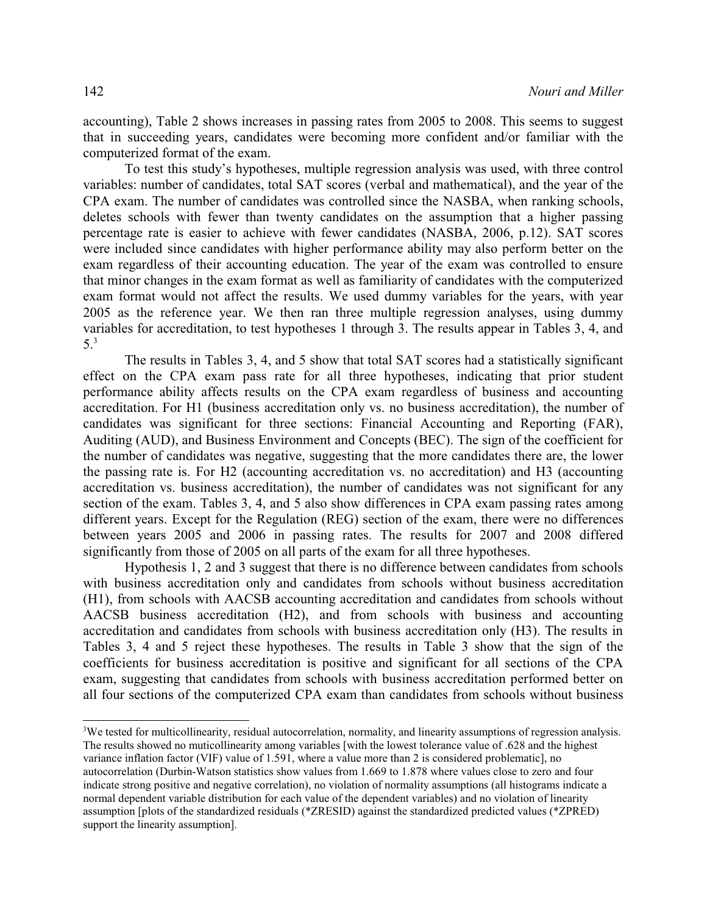accounting), Table 2 shows increases in passing rates from 2005 to 2008. This seems to suggest that in succeeding years, candidates were becoming more confident and/or familiar with the computerized format of the exam.

To test this study's hypotheses, multiple regression analysis was used, with three control variables: number of candidates, total SAT scores (verbal and mathematical), and the year of the CPA exam. The number of candidates was controlled since the NASBA, when ranking schools, deletes schools with fewer than twenty candidates on the assumption that a higher passing percentage rate is easier to achieve with fewer candidates (NASBA, 2006, p.12). SAT scores were included since candidates with higher performance ability may also perform better on the exam regardless of their accounting education. The year of the exam was controlled to ensure that minor changes in the exam format as well as familiarity of candidates with the computerized exam format would not affect the results. We used dummy variables for the years, with year 2005 as the reference year. We then ran three multiple regression analyses, using dummy variables for accreditation, to test hypotheses 1 through 3. The results appear in Tables 3, 4, and 5.[3]

The results in Tables 3, 4, and 5 show that total SAT scores had a statistically significant effect on the CPA exam pass rate for all three hypotheses, indicating that prior student performance ability affects results on the CPA exam regardless of business and accounting accreditation. For H1 (business accreditation only vs. no business accreditation), the number of candidates was significant for three sections: Financial Accounting and Reporting (FAR), Auditing (AUD), and Business Environment and Concepts (BEC). The sign of the coefficient for the number of candidates was negative, suggesting that the more candidates there are, the lower the passing rate is. For H2 (accounting accreditation vs. no accreditation) and H3 (accounting accreditation vs. business accreditation), the number of candidates was not significant for any section of the exam. Tables 3, 4, and 5 also show differences in CPA exam passing rates among different years. Except for the Regulation (REG) section of the exam, there were no differences between years 2005 and 2006 in passing rates. The results for 2007 and 2008 differed significantly from those of 2005 on all parts of the exam for all three hypotheses.

Hypothesis 1, 2 and 3 suggest that there is no difference between candidates from schools with business accreditation only and candidates from schools without business accreditation (H1), from schools with AACSB accounting accreditation and candidates from schools without AACSB business accreditation (H2), and from schools with business and accounting accreditation and candidates from schools with business accreditation only (H3). The results in Tables 3, 4 and 5 reject these hypotheses. The results in Table 3 show that the sign of the coefficients for business accreditation is positive and significant for all sections of the CPA exam, suggesting that candidates from schools with business accreditation performed better on all four sections of the computerized CPA exam than candidates from schools without business

---

[3]We tested for multicollinearity, residual autocorrelation, normality, and linearity assumptions of regression analysis. The results showed no muticollinearity among variables [with the lowest tolerance value of .628 and the highest variance inflation factor (VIF) value of 1.591, where a value more than 2 is considered problematic], no autocorrelation (Durbin-Watson statistics show values from 1.669 to 1.878 where values close to zero and four indicate strong positive and negative correlation), no violation of normality assumptions (all histograms indicate a normal dependent variable distribution for each value of the dependent variables) and no violation of linearity assumption [plots of the standardized residuals (*ZRESID) against the standardized predicted values (*ZPRED) support the linearity assumption].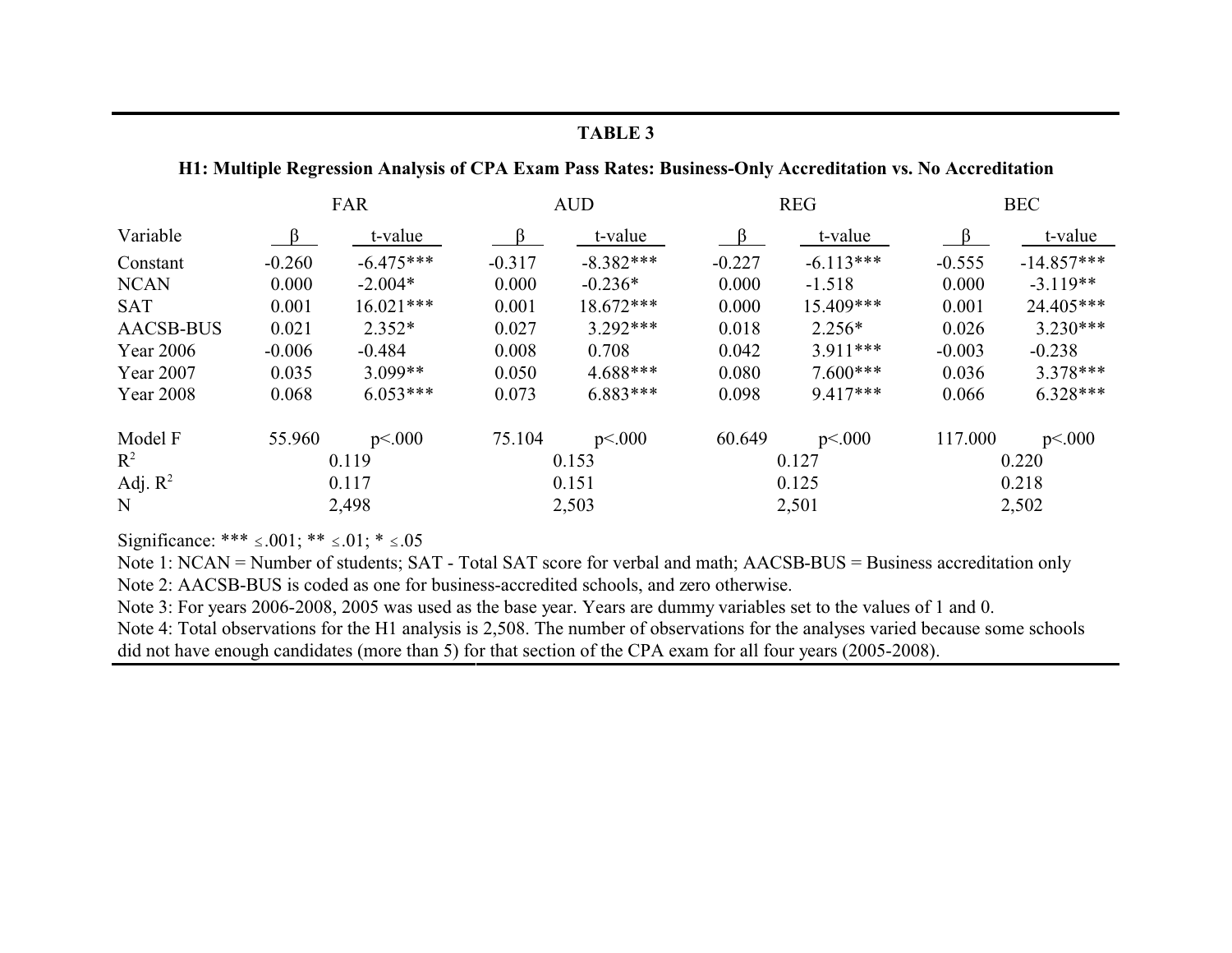**TABLE 3**

**H1: Multiple Regression Analysis of CPA Exam Pass Rates: Business-Only Accreditation vs. No Accreditation**

| | FAR | | AUD | | REG | | BEC | |
|---|---|---|---|---|---|---|---|---|
| Variable | β | t-value | β | t-value | β | t-value | β | t-value |
| Constant | -0.260 | -6.475*** | -0.317 | -8.382*** | -0.227 | -6.113*** | -0.555 | -14.857*** |
| NCAN | 0.000 | -2.004* | 0.000 | -0.236* | 0.000 | -1.518 | 0.000 | -3.119** |
| SAT | 0.001 | 16.021*** | 0.001 | 18.672*** | 0.000 | 15.409*** | 0.001 | 24.405*** |
| AACSB-BUS | 0.021 | 2.352* | 0.027 | 3.292*** | 0.018 | 2.256* | 0.026 | 3.230*** |
| Year 2006 | -0.006 | -0.484 | 0.008 | 0.708 | 0.042 | 3.911*** | -0.003 | -0.238 |
| Year 2007 | 0.035 | 3.099** | 0.050 | 4.688*** | 0.080 | 7.600*** | 0.036 | 3.378*** |
| Year 2008 | 0.068 | 6.053*** | 0.073 | 6.883*** | 0.098 | 9.417*** | 0.066 | 6.328*** |
| | | | | | | | | |
| Model F | 55.960 | p<.000 | 75.104 | p<.000 | 60.649 | p<.000 | 117.000 | p<.000 |
| $R^2$ | 0.119 | | 0.153 | | 0.127 | | 0.220 | |
| Adj. $R^2$ | 0.117 | | 0.151 | | 0.125 | | 0.218 | |
| N | 2,498 | | 2,503 | | 2,501 | | 2,502 | |

Significance: *** ≤.001; ** ≤.01; * ≤.05

Note 1: NCAN = Number of students; SAT - Total SAT score for verbal and math; AACSB-BUS = Business accreditation only

Note 2: AACSB-BUS is coded as one for business-accredited schools, and zero otherwise.

Note 3: For years 2006-2008, 2005 was used as the base year. Years are dummy variables set to the values of 1 and 0.

Note 4: Total observations for the H1 analysis is 2,508. The number of observations for the analyses varied because some schools did not have enough candidates (more than 5) for that section of the CPA exam for all four years (2005-2008).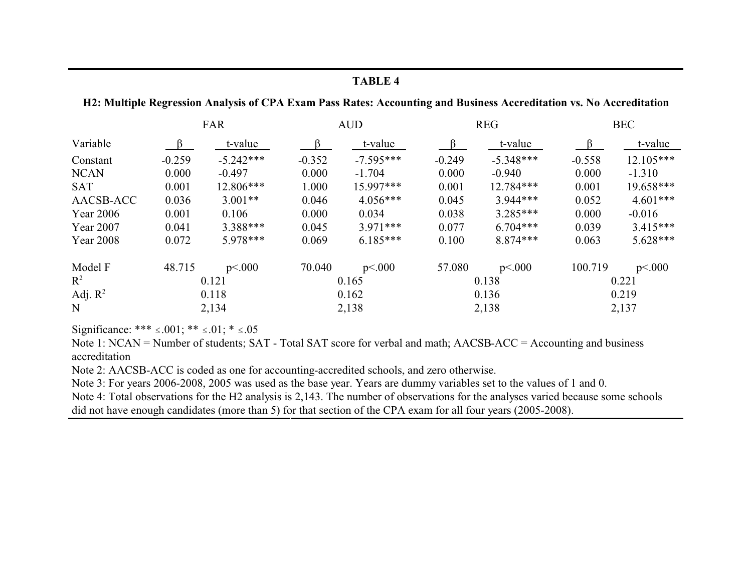**TABLE 4**

**H2: Multiple Regression Analysis of CPA Exam Pass Rates: Accounting and Business Accreditation vs. No Accreditation**

| | FAR | | AUD | | REG | | BEC | |
|---|---|---|---|---|---|---|---|---|
| Variable | β | t-value | β | t-value | β | t-value | β | t-value |
| Constant | -0.259 | -5.242*** | -0.352 | -7.595*** | -0.249 | -5.348*** | -0.558 | 12.105*** |
| NCAN | 0.000 | -0.497 | 0.000 | -1.704 | 0.000 | -0.940 | 0.000 | -1.310 |
| SAT | 0.001 | 12.806*** | 1.000 | 15.997*** | 0.001 | 12.784*** | 0.001 | 19.658*** |
| AACSB-ACC | 0.036 | 3.001** | 0.046 | 4.056*** | 0.045 | 3.944*** | 0.052 | 4.601*** |
| Year 2006 | 0.001 | 0.106 | 0.000 | 0.034 | 0.038 | 3.285*** | 0.000 | -0.016 |
| Year 2007 | 0.041 | 3.388*** | 0.045 | 3.971*** | 0.077 | 6.704*** | 0.039 | 3.415*** |
| Year 2008 | 0.072 | 5.978*** | 0.069 | 6.185*** | 0.100 | 8.874*** | 0.063 | 5.628*** |
| Model F | 48.715 | p<.000 | 70.040 | p<.000 | 57.080 | p<.000 | 100.719 | p<.000 |
| $R^2$ | 0.121 | | 0.165 | | 0.138 | | 0.221 | |
| Adj. $R^2$ | 0.118 | | 0.162 | | 0.136 | | 0.219 | |
| N | 2,134 | | 2,138 | | 2,138 | | 2,137 | |

Significance: *** ≤.001; ** ≤.01; * ≤.05

Note 1: NCAN = Number of students; SAT - Total SAT score for verbal and math; AACSB-ACC = Accounting and business accreditation

Note 2: AACSB-ACC is coded as one for accounting-accredited schools, and zero otherwise.

Note 3: For years 2006-2008, 2005 was used as the base year. Years are dummy variables set to the values of 1 and 0.

Note 4: Total observations for the H2 analysis is 2,143. The number of observations for the analyses varied because some schools did not have enough candidates (more than 5) for that section of the CPA exam for all four years (2005-2008).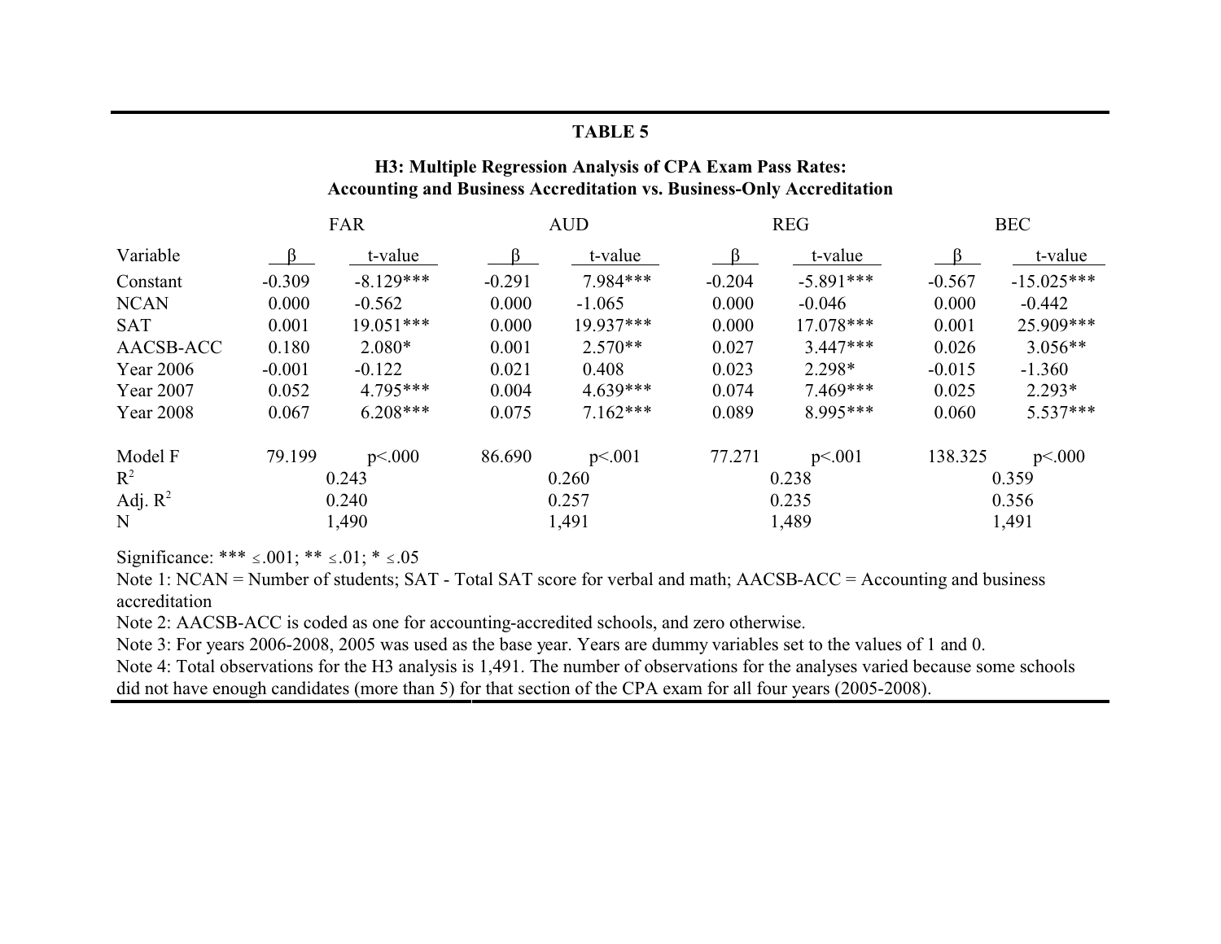**TABLE 5**

**H3: Multiple Regression Analysis of CPA Exam Pass Rates: Accounting and Business Accreditation vs. Business-Only Accreditation**

| | FAR | | AUD | | REG | | BEC | |
|---|---|---|---|---|---|---|---|---|
| Variable | β | t-value | β | t-value | β | t-value | β | t-value |
| Constant | -0.309 | -8.129*** | -0.291 | 7.984*** | -0.204 | -5.891*** | -0.567 | -15.025*** |
| NCAN | 0.000 | -0.562 | 0.000 | -1.065 | 0.000 | -0.046 | 0.000 | -0.442 |
| SAT | 0.001 | 19.051*** | 0.000 | 19.937*** | 0.000 | 17.078*** | 0.001 | 25.909*** |
| AACSB-ACC | 0.180 | 2.080* | 0.001 | 2.570** | 0.027 | 3.447*** | 0.026 | 3.056** |
| Year 2006 | -0.001 | -0.122 | 0.021 | 0.408 | 0.023 | 2.298* | -0.015 | -1.360 |
| Year 2007 | 0.052 | 4.795*** | 0.004 | 4.639*** | 0.074 | 7.469*** | 0.025 | 2.293* |
| Year 2008 | 0.067 | 6.208*** | 0.075 | 7.162*** | 0.089 | 8.995*** | 0.060 | 5.537*** |
| Model F | 79.199 | p<.000 | 86.690 | p<.001 | 77.271 | p<.001 | 138.325 | p<.000 |
| $R^2$ | 0.243 | | 0.260 | | 0.238 | | 0.359 | |
| Adj. $R^2$ | 0.240 | | 0.257 | | 0.235 | | 0.356 | |
| N | 1,490 | | 1,491 | | 1,489 | | 1,491 | |

Significance: *** ≤.001; ** ≤.01; * ≤.05

Note 1: NCAN = Number of students; SAT - Total SAT score for verbal and math; AACSB-ACC = Accounting and business accreditation

Note 2: AACSB-ACC is coded as one for accounting-accredited schools, and zero otherwise.

Note 3: For years 2006-2008, 2005 was used as the base year. Years are dummy variables set to the values of 1 and 0.

Note 4: Total observations for the H3 analysis is 1,491. The number of observations for the analyses varied because some schools did not have enough candidates (more than 5) for that section of the CPA exam for all four years (2005-2008).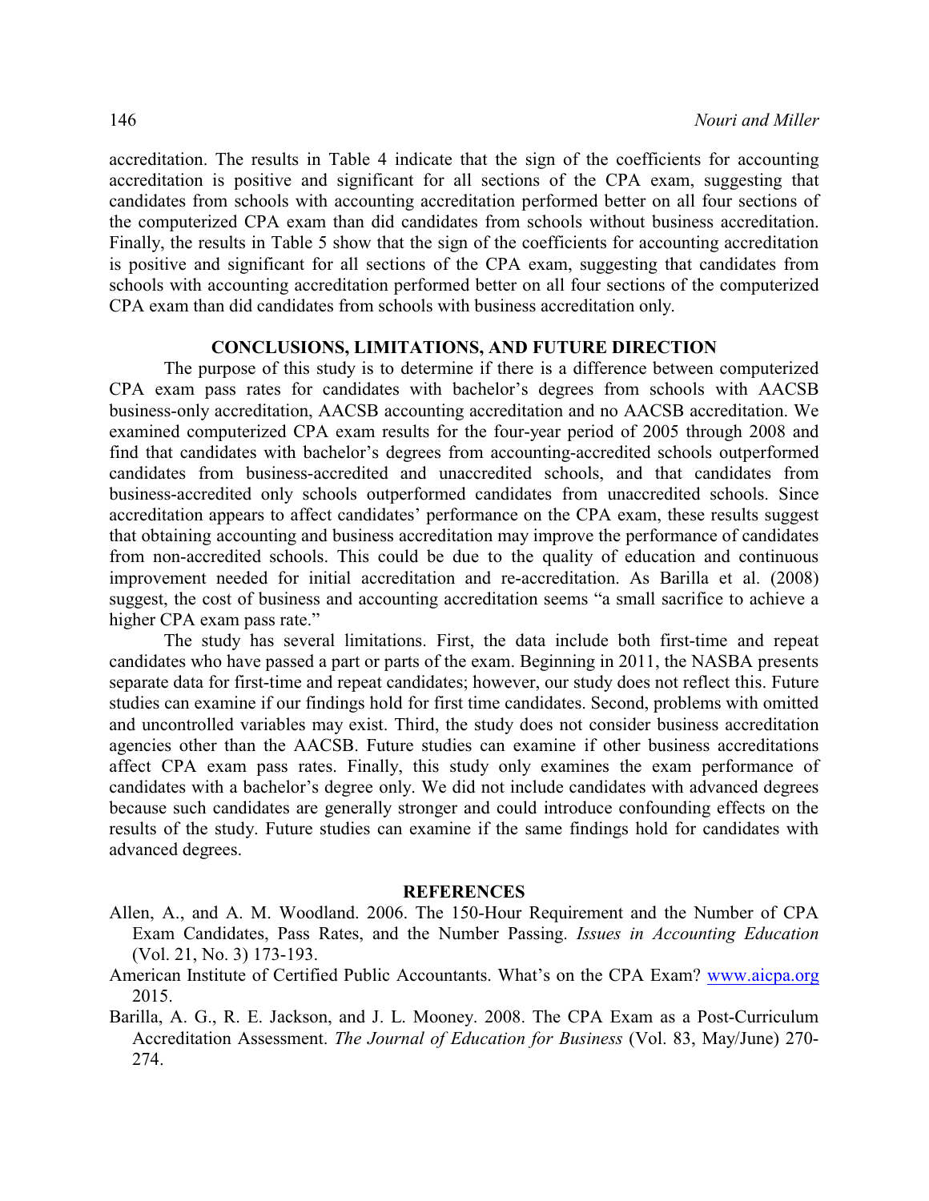accreditation. The results in Table 4 indicate that the sign of the coefficients for accounting accreditation is positive and significant for all sections of the CPA exam, suggesting that candidates from schools with accounting accreditation performed better on all four sections of the computerized CPA exam than did candidates from schools without business accreditation. Finally, the results in Table 5 show that the sign of the coefficients for accounting accreditation is positive and significant for all sections of the CPA exam, suggesting that candidates from schools with accounting accreditation performed better on all four sections of the computerized CPA exam than did candidates from schools with business accreditation only.

## CONCLUSIONS, LIMITATIONS, AND FUTURE DIRECTION

The purpose of this study is to determine if there is a difference between computerized CPA exam pass rates for candidates with bachelor's degrees from schools with AACSB business-only accreditation, AACSB accounting accreditation and no AACSB accreditation. We examined computerized CPA exam results for the four-year period of 2005 through 2008 and find that candidates with bachelor's degrees from accounting-accredited schools outperformed candidates from business-accredited and unaccredited schools, and that candidates from business-accredited only schools outperformed candidates from unaccredited schools. Since accreditation appears to affect candidates' performance on the CPA exam, these results suggest that obtaining accounting and business accreditation may improve the performance of candidates from non-accredited schools. This could be due to the quality of education and continuous improvement needed for initial accreditation and re-accreditation. As Barilla et al. (2008) suggest, the cost of business and accounting accreditation seems "a small sacrifice to achieve a higher CPA exam pass rate."

The study has several limitations. First, the data include both first-time and repeat candidates who have passed a part or parts of the exam. Beginning in 2011, the NASBA presents separate data for first-time and repeat candidates; however, our study does not reflect this. Future studies can examine if our findings hold for first time candidates. Second, problems with omitted and uncontrolled variables may exist. Third, the study does not consider business accreditation agencies other than the AACSB. Future studies can examine if other business accreditations affect CPA exam pass rates. Finally, this study only examines the exam performance of candidates with a bachelor's degree only. We did not include candidates with advanced degrees because such candidates are generally stronger and could introduce confounding effects on the results of the study. Future studies can examine if the same findings hold for candidates with advanced degrees.

## REFERENCES

Allen, A., and A. M. Woodland. 2006. The 150-Hour Requirement and the Number of CPA Exam Candidates, Pass Rates, and the Number Passing. *Issues in Accounting Education* (Vol. 21, No. 3) 173-193.

American Institute of Certified Public Accountants. What's on the CPA Exam? www.aicpa.org 2015.

Barilla, A. G., R. E. Jackson, and J. L. Mooney. 2008. The CPA Exam as a Post-Curriculum Accreditation Assessment. *The Journal of Education for Business* (Vol. 83, May/June) 270-274.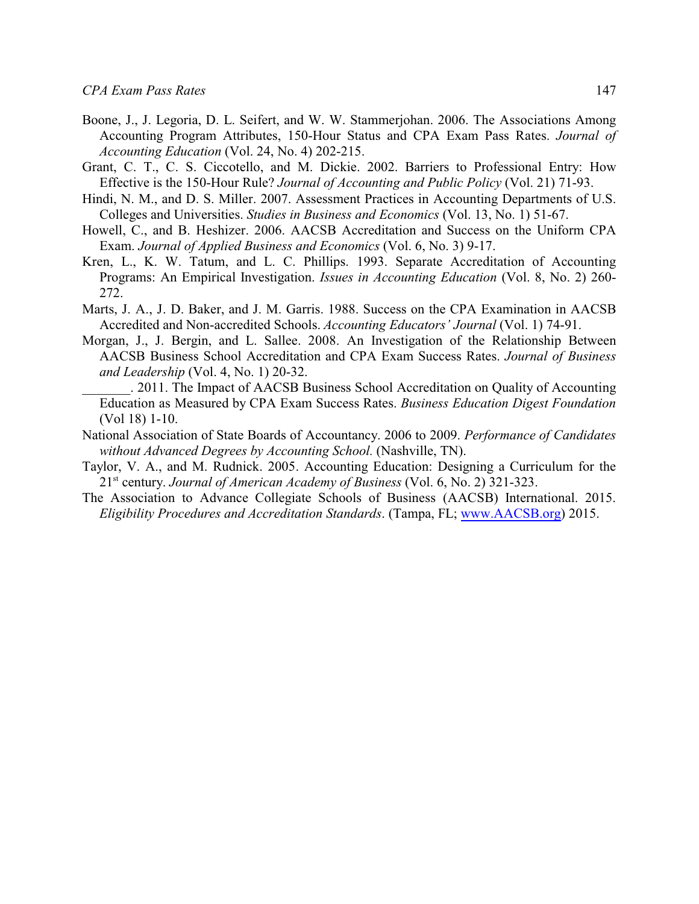Boone, J., J. Legoria, D. L. Seifert, and W. W. Stammerjohan. 2006. The Associations Among Accounting Program Attributes, 150-Hour Status and CPA Exam Pass Rates. *Journal of Accounting Education* (Vol. 24, No. 4) 202-215.

Grant, C. T., C. S. Ciccotello, and M. Dickie. 2002. Barriers to Professional Entry: How Effective is the 150-Hour Rule? *Journal of Accounting and Public Policy* (Vol. 21) 71-93.

Hindi, N. M., and D. S. Miller. 2007. Assessment Practices in Accounting Departments of U.S. Colleges and Universities. *Studies in Business and Economics* (Vol. 13, No. 1) 51-67.

Howell, C., and B. Heshizer. 2006. AACSB Accreditation and Success on the Uniform CPA Exam. *Journal of Applied Business and Economics* (Vol. 6, No. 3) 9-17.

Kren, L., K. W. Tatum, and L. C. Phillips. 1993. Separate Accreditation of Accounting Programs: An Empirical Investigation. *Issues in Accounting Education* (Vol. 8, No. 2) 260-272.

Marts, J. A., J. D. Baker, and J. M. Garris. 1988. Success on the CPA Examination in AACSB Accredited and Non-accredited Schools. *Accounting Educators' Journal* (Vol. 1) 74-91.

Morgan, J., J. Bergin, and L. Sallee. 2008. An Investigation of the Relationship Between AACSB Business School Accreditation and CPA Exam Success Rates. *Journal of Business and Leadership* (Vol. 4, No. 1) 20-32.

_______. 2011. The Impact of AACSB Business School Accreditation on Quality of Accounting Education as Measured by CPA Exam Success Rates. *Business Education Digest Foundation* (Vol 18) 1-10.

National Association of State Boards of Accountancy. 2006 to 2009. *Performance of Candidates without Advanced Degrees by Accounting School.* (Nashville, TN).

Taylor, V. A., and M. Rudnick. 2005. Accounting Education: Designing a Curriculum for the 21st century. *Journal of American Academy of Business* (Vol. 6, No. 2) 321-323.

The Association to Advance Collegiate Schools of Business (AACSB) International. 2015. *Eligibility Procedures and Accreditation Standards*. (Tampa, FL; www.AACSB.org) 2015.